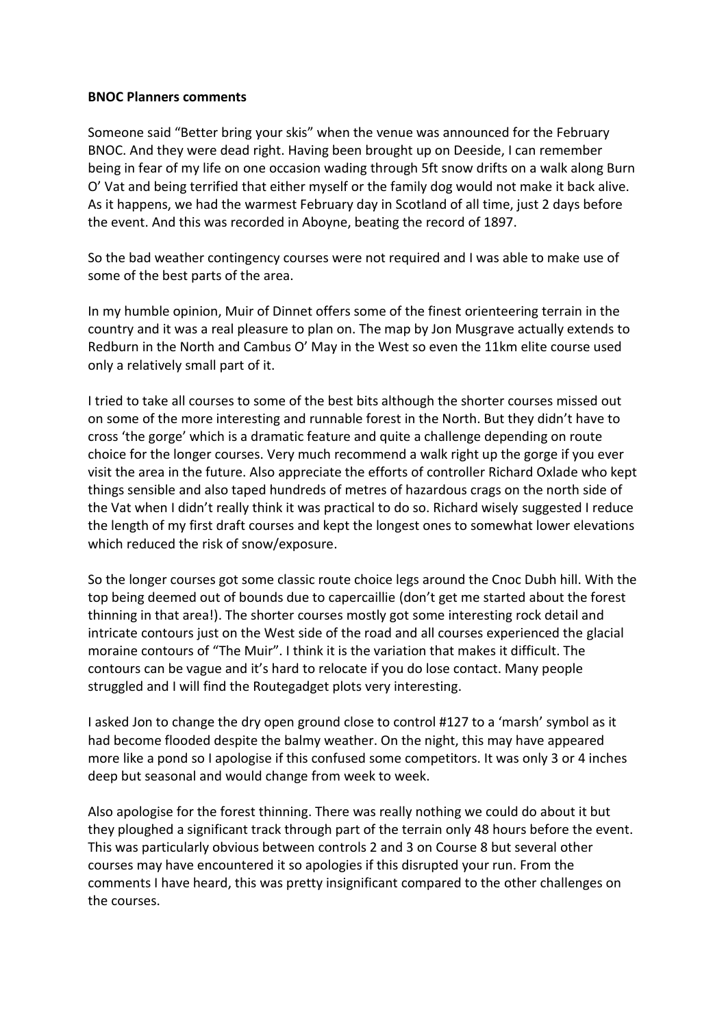**BNOC Planners comments**

Someone said "Better bring your skis" when the venue was announced for the February BNOC. And they were dead right. Having been brought up on Deeside, I can remember being in fear of my life on one occasion wading through 5ft snow drifts on a walk along Burn O' Vat and being terrified that either myself or the family dog would not make it back alive. As it happens, we had the warmest February day in Scotland of all time, just 2 days before the event. And this was recorded in Aboyne, beating the record of 1897.

So the bad weather contingency courses were not required and I was able to make use of some of the best parts of the area.

In my humble opinion, Muir of Dinnet offers some of the finest orienteering terrain in the country and it was a real pleasure to plan on. The map by Jon Musgrave actually extends to Redburn in the North and Cambus O' May in the West so even the 11km elite course used only a relatively small part of it.

I tried to take all courses to some of the best bits although the shorter courses missed out on some of the more interesting and runnable forest in the North. But they didn't have to cross 'the gorge' which is a dramatic feature and quite a challenge depending on route choice for the longer courses. Very much recommend a walk right up the gorge if you ever visit the area in the future. Also appreciate the efforts of controller Richard Oxlade who kept things sensible and also taped hundreds of metres of hazardous crags on the north side of the Vat when I didn't really think it was practical to do so. Richard wisely suggested I reduce the length of my first draft courses and kept the longest ones to somewhat lower elevations which reduced the risk of snow/exposure.

So the longer courses got some classic route choice legs around the Cnoc Dubh hill. With the top being deemed out of bounds due to capercaillie (don't get me started about the forest thinning in that area!). The shorter courses mostly got some interesting rock detail and intricate contours just on the West side of the road and all courses experienced the glacial moraine contours of "The Muir". I think it is the variation that makes it difficult. The contours can be vague and it's hard to relocate if you do lose contact. Many people struggled and I will find the Routegadget plots very interesting.

I asked Jon to change the dry open ground close to control #127 to a 'marsh' symbol as it had become flooded despite the balmy weather. On the night, this may have appeared more like a pond so I apologise if this confused some competitors. It was only 3 or 4 inches deep but seasonal and would change from week to week.

Also apologise for the forest thinning. There was really nothing we could do about it but they ploughed a significant track through part of the terrain only 48 hours before the event. This was particularly obvious between controls 2 and 3 on Course 8 but several other courses may have encountered it so apologies if this disrupted your run. From the comments I have heard, this was pretty insignificant compared to the other challenges on the courses.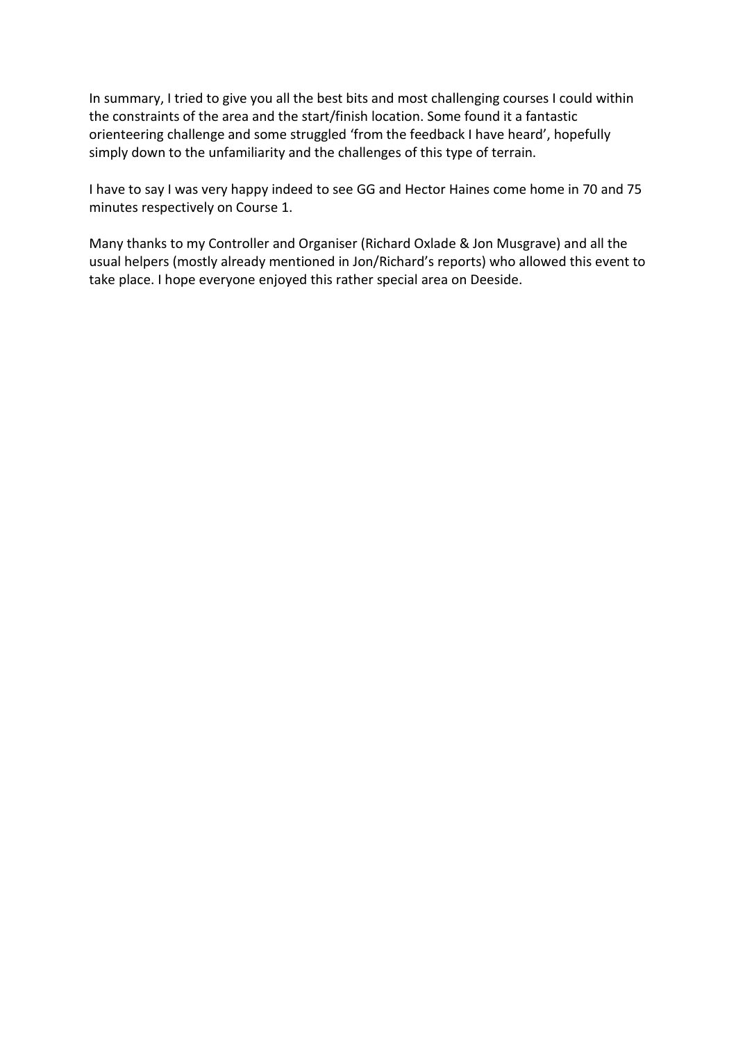In summary, I tried to give you all the best bits and most challenging courses I could within the constraints of the area and the start/finish location. Some found it a fantastic orienteering challenge and some struggled 'from the feedback I have heard', hopefully simply down to the unfamiliarity and the challenges of this type of terrain.

I have to say I was very happy indeed to see GG and Hector Haines come home in 70 and 75 minutes respectively on Course 1.

Many thanks to my Controller and Organiser (Richard Oxlade & Jon Musgrave) and all the usual helpers (mostly already mentioned in Jon/Richard's reports) who allowed this event to take place. I hope everyone enjoyed this rather special area on Deeside.